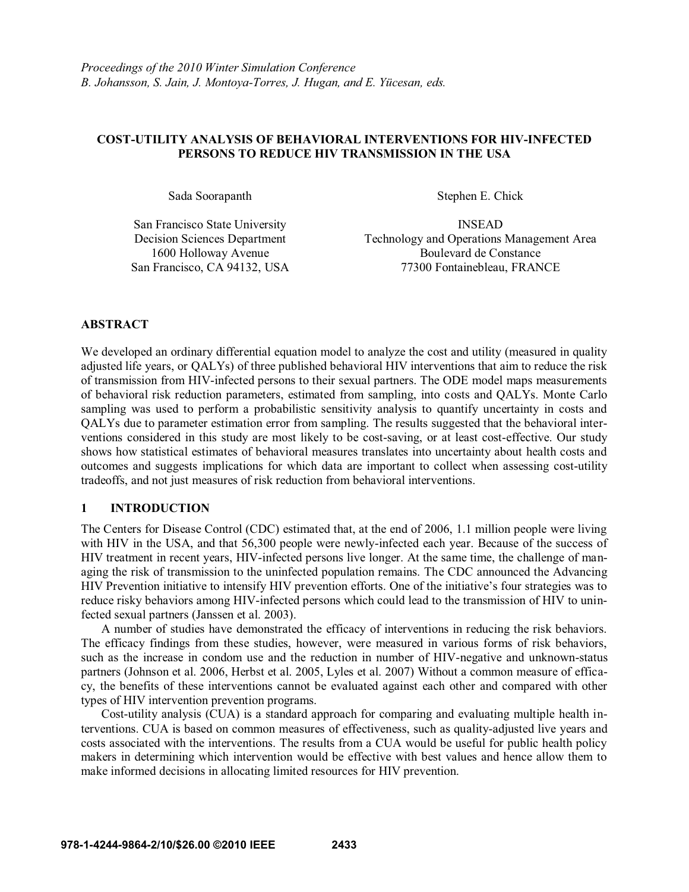*Proceedings of the 2010 Winter Simulation Conference*
*B. Johansson, S. Jain, J. Montoya-Torres, J. Hugan, and E. Yücesan, eds.*

# COST-UTILITY ANALYSIS OF BEHAVIORAL INTERVENTIONS FOR HIV-INFECTED PERSONS TO REDUCE HIV TRANSMISSION IN THE USA

Sada Soorapanth

San Francisco State University
Decision Sciences Department
1600 Holloway Avenue
San Francisco, CA 94132, USA

Stephen E. Chick

INSEAD
Technology and Operations Management Area
Boulevard de Constance
77300 Fontainebleau, FRANCE

## ABSTRACT

We developed an ordinary differential equation model to analyze the cost and utility (measured in quality adjusted life years, or QALYs) of three published behavioral HIV interventions that aim to reduce the risk of transmission from HIV-infected persons to their sexual partners. The ODE model maps measurements of behavioral risk reduction parameters, estimated from sampling, into costs and QALYs. Monte Carlo sampling was used to perform a probabilistic sensitivity analysis to quantify uncertainty in costs and QALYs due to parameter estimation error from sampling. The results suggested that the behavioral interventions considered in this study are most likely to be cost-saving, or at least cost-effective. Our study shows how statistical estimates of behavioral measures translates into uncertainty about health costs and outcomes and suggests implications for which data are important to collect when assessing cost-utility tradeoffs, and not just measures of risk reduction from behavioral interventions.

## 1 INTRODUCTION

The Centers for Disease Control (CDC) estimated that, at the end of 2006, 1.1 million people were living with HIV in the USA, and that 56,300 people were newly-infected each year. Because of the success of HIV treatment in recent years, HIV-infected persons live longer. At the same time, the challenge of managing the risk of transmission to the uninfected population remains. The CDC announced the Advancing HIV Prevention initiative to intensify HIV prevention efforts. One of the initiative's four strategies was to reduce risky behaviors among HIV-infected persons which could lead to the transmission of HIV to uninfected sexual partners (Janssen et al. 2003).

A number of studies have demonstrated the efficacy of interventions in reducing the risk behaviors. The efficacy findings from these studies, however, were measured in various forms of risk behaviors, such as the increase in condom use and the reduction in number of HIV-negative and unknown-status partners (Johnson et al. 2006, Herbst et al. 2005, Lyles et al. 2007) Without a common measure of efficacy, the benefits of these interventions cannot be evaluated against each other and compared with other types of HIV intervention prevention programs.

Cost-utility analysis (CUA) is a standard approach for comparing and evaluating multiple health interventions. CUA is based on common measures of effectiveness, such as quality-adjusted live years and costs associated with the interventions. The results from a CUA would be useful for public health policy makers in determining which intervention would be effective with best values and hence allow them to make informed decisions in allocating limited resources for HIV prevention.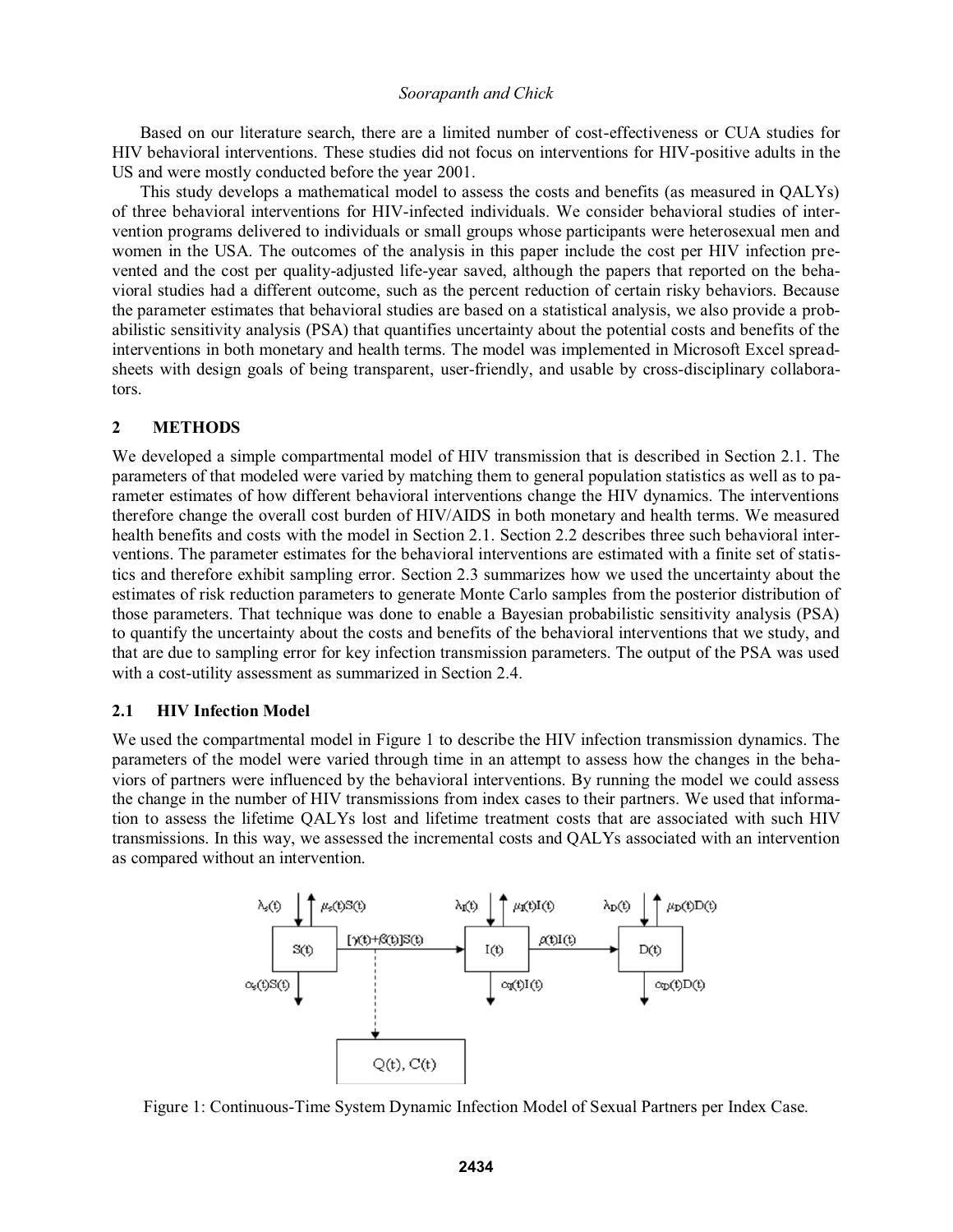Based on our literature search, there are a limited number of cost-effectiveness or CUA studies for HIV behavioral interventions. These studies did not focus on interventions for HIV-positive adults in the US and were mostly conducted before the year 2001.

This study develops a mathematical model to assess the costs and benefits (as measured in QALYs) of three behavioral interventions for HIV-infected individuals. We consider behavioral studies of intervention programs delivered to individuals or small groups whose participants were heterosexual men and women in the USA. The outcomes of the analysis in this paper include the cost per HIV infection prevented and the cost per quality-adjusted life-year saved, although the papers that reported on the behavioral studies had a different outcome, such as the percent reduction of certain risky behaviors. Because the parameter estimates that behavioral studies are based on a statistical analysis, we also provide a probabilistic sensitivity analysis (PSA) that quantifies uncertainty about the potential costs and benefits of the interventions in both monetary and health terms. The model was implemented in Microsoft Excel spreadsheets with design goals of being transparent, user-friendly, and usable by cross-disciplinary collaborators.

## 2 METHODS

We developed a simple compartmental model of HIV transmission that is described in Section 2.1. The parameters of that modeled were varied by matching them to general population statistics as well as to parameter estimates of how different behavioral interventions change the HIV dynamics. The interventions therefore change the overall cost burden of HIV/AIDS in both monetary and health terms. We measured health benefits and costs with the model in Section 2.1. Section 2.2 describes three such behavioral interventions. The parameter estimates for the behavioral interventions are estimated with a finite set of statistics and therefore exhibit sampling error. Section 2.3 summarizes how we used the uncertainty about the estimates of risk reduction parameters to generate Monte Carlo samples from the posterior distribution of those parameters. That technique was done to enable a Bayesian probabilistic sensitivity analysis (PSA) to quantify the uncertainty about the costs and benefits of the behavioral interventions that we study, and that are due to sampling error for key infection transmission parameters. The output of the PSA was used with a cost-utility assessment as summarized in Section 2.4.

### 2.1 HIV Infection Model

We used the compartmental model in Figure 1 to describe the HIV infection transmission dynamics. The parameters of the model were varied through time in an attempt to assess how the changes in the behaviors of partners were influenced by the behavioral interventions. By running the model we could assess the change in the number of HIV transmissions from index cases to their partners. We used that information to assess the lifetime QALYs lost and lifetime treatment costs that are associated with such HIV transmissions. In this way, we assessed the incremental costs and QALYs associated with an intervention as compared without an intervention.

Figure 1: Continuous-Time System Dynamic Infection Model of Sexual Partners per Index Case.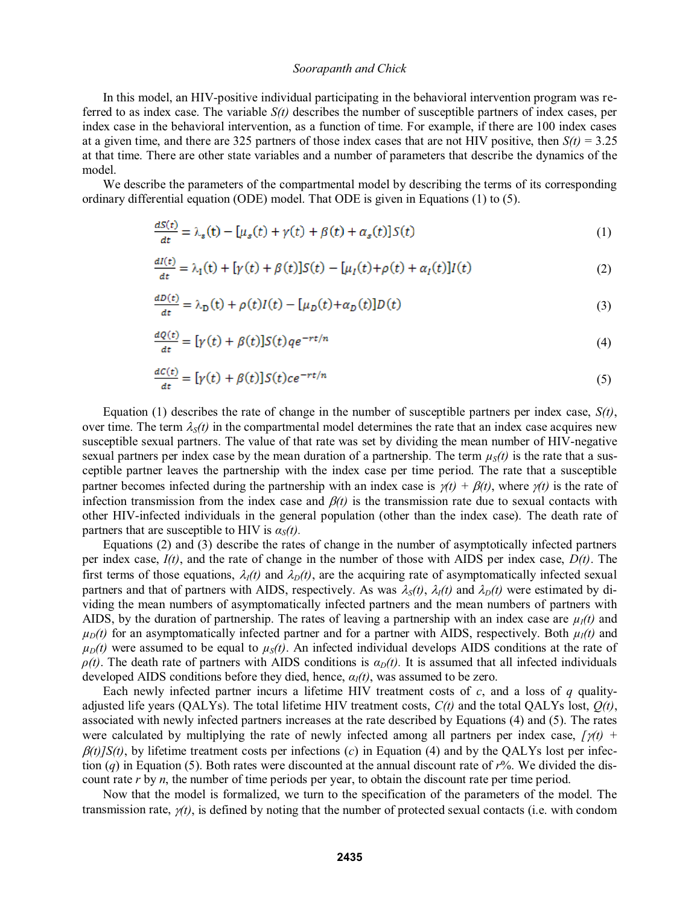In this model, an HIV-positive individual participating in the behavioral intervention program was referred to as index case. The variable $S(t)$ describes the number of susceptible partners of index cases, per index case in the behavioral intervention, as a function of time. For example, if there are 100 index cases at a given time, and there are 325 partners of those index cases that are not HIV positive, then $S(t) = 3.25$ at that time. There are other state variables and a number of parameters that describe the dynamics of the model.

We describe the parameters of the compartmental model by describing the terms of its corresponding ordinary differential equation (ODE) model. That ODE is given in Equations (1) to (5).

$$\frac{dS(t)}{dt} = \lambda_s(t) - [\mu_s(t) + \gamma(t) + \beta(t) + \alpha_s(t)]S(t) \tag{1}$$

$$\frac{dI(t)}{dt} = \lambda_I(t) + [\gamma(t) + \beta(t)]S(t) - [\mu_I(t) + \rho(t) + \alpha_I(t)]I(t) \tag{2}$$

$$\frac{dD(t)}{dt} = \lambda_D(t) + \rho(t)I(t) - [\mu_D(t) + \alpha_D(t)]D(t) \tag{3}$$

$$\frac{dQ(t)}{dt} = [\gamma(t) + \beta(t)]S(t)qe^{-rt/n} \tag{4}$$

$$\frac{dC(t)}{dt} = [\gamma(t) + \beta(t)]S(t)ce^{-rt/n} \tag{5}$$

Equation (1) describes the rate of change in the number of susceptible partners per index case, $S(t)$, over time. The term $\lambda_S(t)$ in the compartmental model determines the rate that an index case acquires new susceptible sexual partners. The value of that rate was set by dividing the mean number of HIV-negative sexual partners per index case by the mean duration of a partnership. The term $\mu_S(t)$ is the rate that a susceptible partner leaves the partnership with the index case per time period. The rate that a susceptible partner becomes infected during the partnership with an index case is $\gamma(t) + \beta(t)$, where $\gamma(t)$ is the rate of infection transmission from the index case and $\beta(t)$ is the transmission rate due to sexual contacts with other HIV-infected individuals in the general population (other than the index case). The death rate of partners that are susceptible to HIV is $\alpha_S(t)$.

Equations (2) and (3) describe the rates of change in the number of asymptotically infected partners per index case, $I(t)$, and the rate of change in the number of those with AIDS per index case, $D(t)$. The first terms of those equations, $\lambda_I(t)$ and $\lambda_D(t)$, are the acquiring rate of asymptomatically infected sexual partners and that of partners with AIDS, respectively. As was $\lambda_S(t)$, $\lambda_I(t)$ and $\lambda_D(t)$ were estimated by dividing the mean numbers of asymptomatically infected partners and the mean numbers of partners with AIDS, by the duration of partnership. The rates of leaving a partnership with an index case are $\mu_I(t)$ and $\mu_D(t)$ for an asymptomatically infected partner and for a partner with AIDS, respectively. Both $\mu_I(t)$ and $\mu_D(t)$ were assumed to be equal to $\mu_S(t)$. An infected individual develops AIDS conditions at the rate of $\rho(t)$. The death rate of partners with AIDS conditions is $\alpha_D(t)$. It is assumed that all infected individuals developed AIDS conditions before they died, hence, $\alpha_I(t)$, was assumed to be zero.

Each newly infected partner incurs a lifetime HIV treatment costs of $c$, and a loss of $q$ quality-adjusted life years (QALYs). The total lifetime HIV treatment costs, $C(t)$ and the total QALYs lost, $Q(t)$, associated with newly infected partners increases at the rate described by Equations (4) and (5). The rates were calculated by multiplying the rate of newly infected among all partners per index case, $[\gamma(t) + \beta(t)]S(t)$, by lifetime treatment costs per infections ($c$) in Equation (4) and by the QALYs lost per infection ($q$) in Equation (5). Both rates were discounted at the annual discount rate of $r$%. We divided the discount rate $r$ by $n$, the number of time periods per year, to obtain the discount rate per time period.

Now that the model is formalized, we turn to the specification of the parameters of the model. The transmission rate, $\gamma(t)$, is defined by noting that the number of protected sexual contacts (i.e. with condom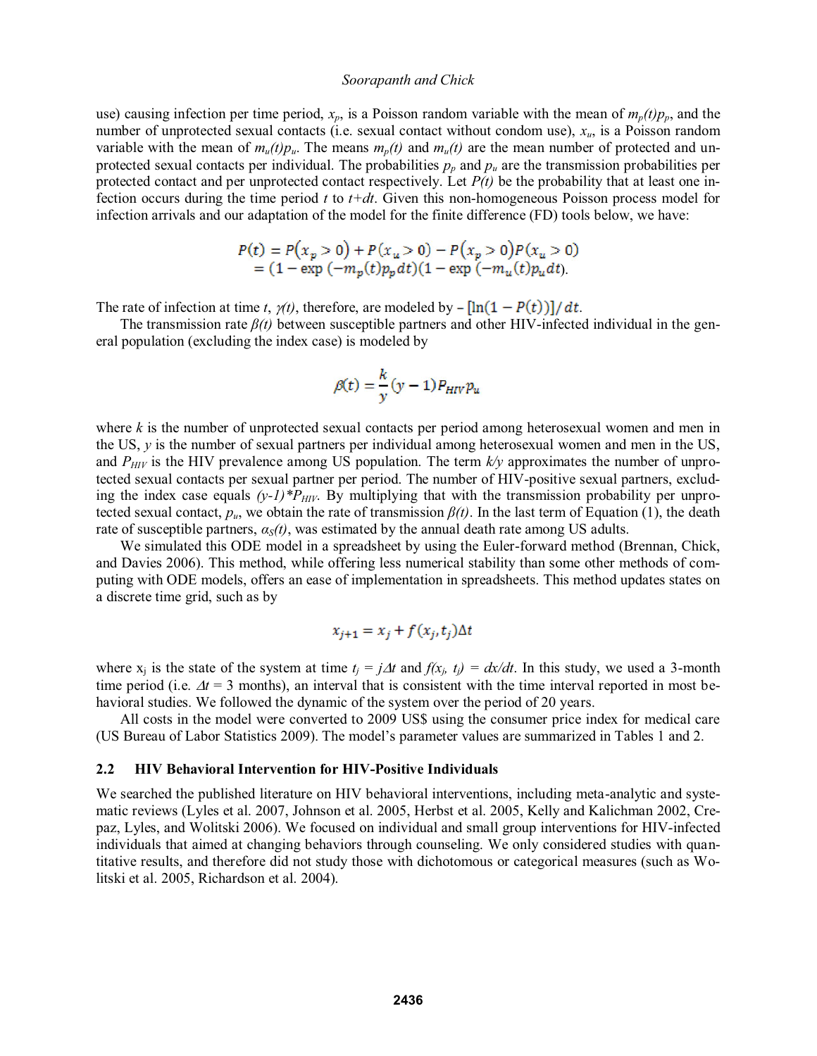use) causing infection per time period, $x_p$, is a Poisson random variable with the mean of $m_p(t)p_p$, and the number of unprotected sexual contacts (i.e. sexual contact without condom use), $x_u$, is a Poisson random variable with the mean of $m_u(t)p_u$. The means $m_p(t)$ and $m_u(t)$ are the mean number of protected and unprotected sexual contacts per individual. The probabilities $p_p$ and $p_u$ are the transmission probabilities per protected contact and per unprotected contact respectively. Let $P(t)$ be the probability that at least one infection occurs during the time period $t$ to $t+dt$. Given this non-homogeneous Poisson process model for infection arrivals and our adaptation of the model for the finite difference (FD) tools below, we have:

$$
\begin{aligned}
P(t) &= P(x_p > 0) + P(x_u > 0) - P(x_p > 0)P(x_u > 0) \\
&= (1 - \exp(-m_p(t)p_p dt)(1 - \exp(-m_u(t)p_u dt).
\end{aligned}
$$

The rate of infection at time $t$, $\gamma(t)$, therefore, are modeled by $-[\ln(1 - P(t))]/dt$.

The transmission rate $\beta(t)$ between susceptible partners and other HIV-infected individual in the general population (excluding the index case) is modeled by

$$
\beta(t) = \frac{k}{y}(y-1)P_{HIV}p_u
$$

where $k$ is the number of unprotected sexual contacts per period among heterosexual women and men in the US, $y$ is the number of sexual partners per individual among heterosexual women and men in the US, and $P_{HIV}$ is the HIV prevalence among US population. The term $k/y$ approximates the number of unprotected sexual contacts per sexual partner per period. The number of HIV-positive sexual partners, excluding the index case equals $(y-1)*P_{HIV}$. By multiplying that with the transmission probability per unprotected sexual contact, $p_u$, we obtain the rate of transmission $\beta(t)$. In the last term of Equation (1), the death rate of susceptible partners, $\alpha_S(t)$, was estimated by the annual death rate among US adults.

We simulated this ODE model in a spreadsheet by using the Euler-forward method (Brennan, Chick, and Davies 2006). This method, while offering less numerical stability than some other methods of computing with ODE models, offers an ease of implementation in spreadsheets. This method updates states on a discrete time grid, such as by

$$
x_{j+1} = x_j + f(x_j, t_j)\Delta t
$$

where $x_j$ is the state of the system at time $t_j = j\Delta t$ and $f(x_j, t_j) = dx/dt$. In this study, we used a 3-month time period (i.e. $\Delta t$ = 3 months), an interval that is consistent with the time interval reported in most behavioral studies. We followed the dynamic of the system over the period of 20 years.

All costs in the model were converted to 2009 US$ using the consumer price index for medical care (US Bureau of Labor Statistics 2009). The model's parameter values are summarized in Tables 1 and 2.

### 2.2 HIV Behavioral Intervention for HIV-Positive Individuals

We searched the published literature on HIV behavioral interventions, including meta-analytic and systematic reviews (Lyles et al. 2007, Johnson et al. 2005, Herbst et al. 2005, Kelly and Kalichman 2002, Crepaz, Lyles, and Wolitski 2006). We focused on individual and small group interventions for HIV-infected individuals that aimed at changing behaviors through counseling. We only considered studies with quantitative results, and therefore did not study those with dichotomous or categorical measures (such as Wolitski et al. 2005, Richardson et al. 2004).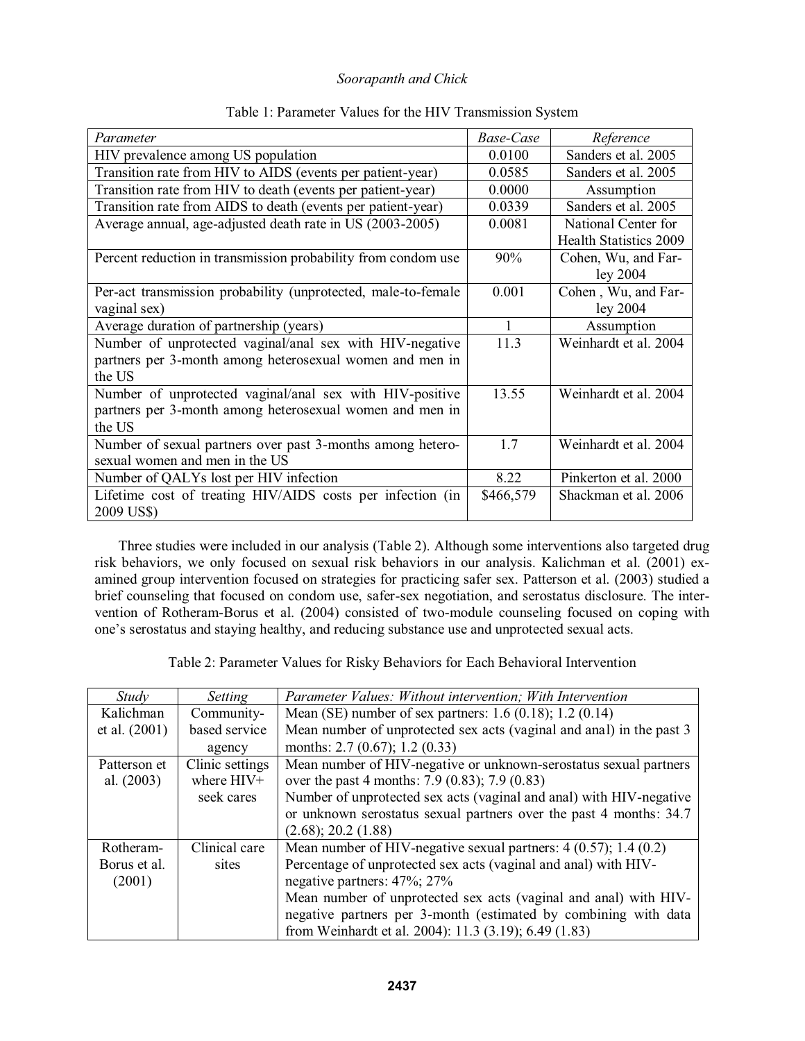Table 1: Parameter Values for the HIV Transmission System

| *Parameter* | *Base-Case* | *Reference* |
|---|---|---|
| HIV prevalence among US population | 0.0100 | Sanders et al. 2005 |
| Transition rate from HIV to AIDS (events per patient-year) | 0.0585 | Sanders et al. 2005 |
| Transition rate from HIV to death (events per patient-year) | 0.0000 | Assumption |
| Transition rate from AIDS to death (events per patient-year) | 0.0339 | Sanders et al. 2005 |
| Average annual, age-adjusted death rate in US (2003-2005) | 0.0081 | National Center for Health Statistics 2009 |
| Percent reduction in transmission probability from condom use | 90% | Cohen, Wu, and Farley 2004 |
| Per-act transmission probability (unprotected, male-to-female vaginal sex) | 0.001 | Cohen , Wu, and Farley 2004 |
| Average duration of partnership (years) | 1 | Assumption |
| Number of unprotected vaginal/anal sex with HIV-negative partners per 3-month among heterosexual women and men in the US | 11.3 | Weinhardt et al. 2004 |
| Number of unprotected vaginal/anal sex with HIV-positive partners per 3-month among heterosexual women and men in the US | 13.55 | Weinhardt et al. 2004 |
| Number of sexual partners over past 3-months among heterosexual women and men in the US | 1.7 | Weinhardt et al. 2004 |
| Number of QALYs lost per HIV infection | 8.22 | Pinkerton et al. 2000 |
| Lifetime cost of treating HIV/AIDS costs per infection (in 2009 US$) | $466,579 | Shackman et al. 2006 |

Three studies were included in our analysis (Table 2). Although some interventions also targeted drug risk behaviors, we only focused on sexual risk behaviors in our analysis. Kalichman et al. (2001) examined group intervention focused on strategies for practicing safer sex. Patterson et al. (2003) studied a brief counseling that focused on condom use, safer-sex negotiation, and serostatus disclosure. The intervention of Rotheram-Borus et al. (2004) consisted of two-module counseling focused on coping with one's serostatus and staying healthy, and reducing substance use and unprotected sexual acts.

Table 2: Parameter Values for Risky Behaviors for Each Behavioral Intervention

| *Study* | *Setting* | *Parameter Values: Without intervention; With Intervention* |
|---|---|---|
| Kalichman et al. (2001) | Community-based service agency | Mean (SE) number of sex partners: 1.6 (0.18); 1.2 (0.14)<br>Mean number of unprotected sex acts (vaginal and anal) in the past 3 months: 2.7 (0.67); 1.2 (0.33) |
| Patterson et al. (2003) | Clinic settings where HIV+ seek cares | Mean number of HIV-negative or unknown-serostatus sexual partners over the past 4 months: 7.9 (0.83); 7.9 (0.83)<br>Number of unprotected sex acts (vaginal and anal) with HIV-negative or unknown serostatus sexual partners over the past 4 months: 34.7 (2.68); 20.2 (1.88) |
| Rotheram-Borus et al. (2001) | Clinical care sites | Mean number of HIV-negative sexual partners: 4 (0.57); 1.4 (0.2)<br>Percentage of unprotected sex acts (vaginal and anal) with HIV-negative partners: 47%; 27%<br>Mean number of unprotected sex acts (vaginal and anal) with HIV-negative partners per 3-month (estimated by combining with data from Weinhardt et al. 2004): 11.3 (3.19); 6.49 (1.83) |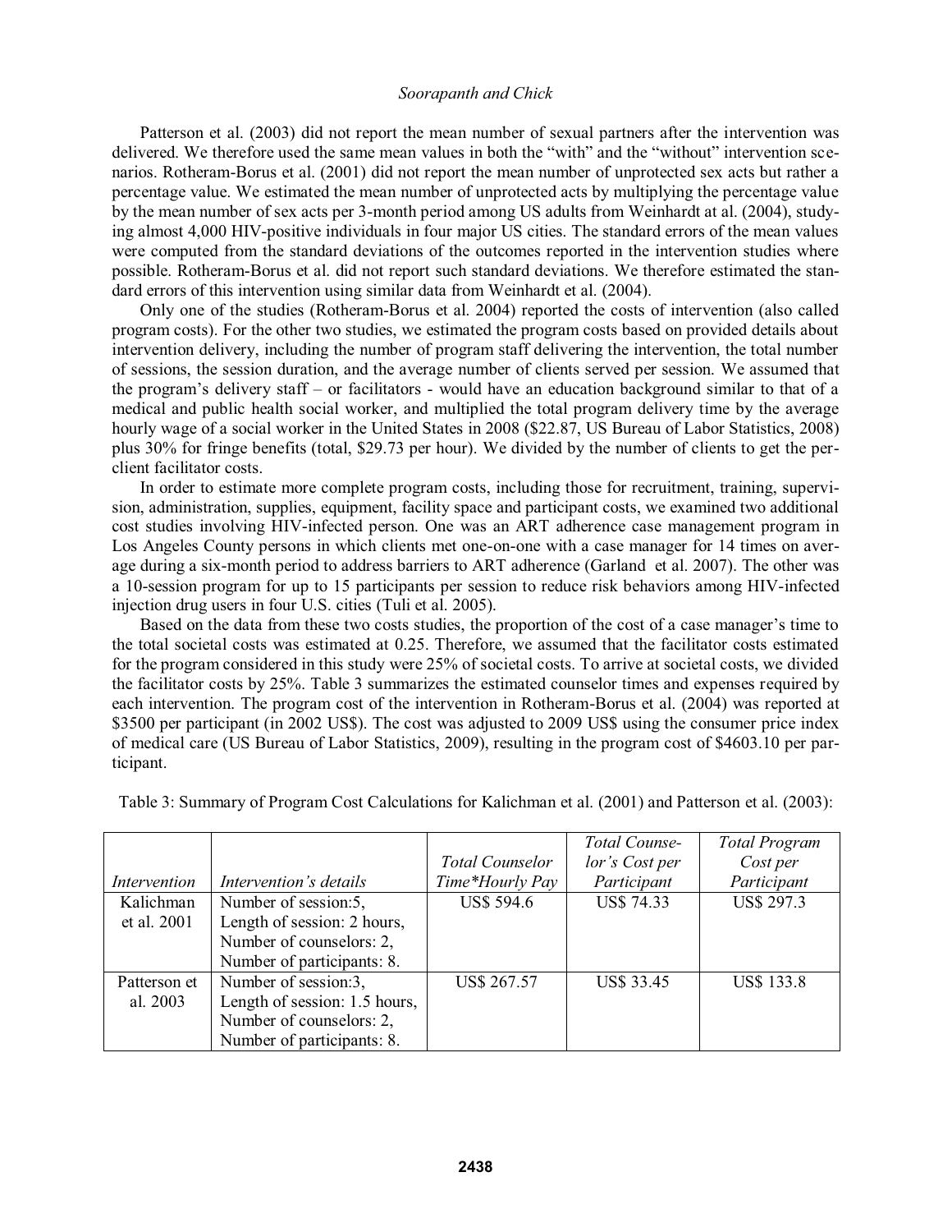Patterson et al. (2003) did not report the mean number of sexual partners after the intervention was delivered. We therefore used the same mean values in both the "with" and the "without" intervention scenarios. Rotheram-Borus et al. (2001) did not report the mean number of unprotected sex acts but rather a percentage value. We estimated the mean number of unprotected acts by multiplying the percentage value by the mean number of sex acts per 3-month period among US adults from Weinhardt at al. (2004), studying almost 4,000 HIV-positive individuals in four major US cities. The standard errors of the mean values were computed from the standard deviations of the outcomes reported in the intervention studies where possible. Rotheram-Borus et al. did not report such standard deviations. We therefore estimated the standard errors of this intervention using similar data from Weinhardt et al. (2004).

Only one of the studies (Rotheram-Borus et al. 2004) reported the costs of intervention (also called program costs). For the other two studies, we estimated the program costs based on provided details about intervention delivery, including the number of program staff delivering the intervention, the total number of sessions, the session duration, and the average number of clients served per session. We assumed that the program's delivery staff – or facilitators - would have an education background similar to that of a medical and public health social worker, and multiplied the total program delivery time by the average hourly wage of a social worker in the United States in 2008 ($22.87, US Bureau of Labor Statistics, 2008) plus 30% for fringe benefits (total, $29.73 per hour). We divided by the number of clients to get the per-client facilitator costs.

In order to estimate more complete program costs, including those for recruitment, training, supervision, administration, supplies, equipment, facility space and participant costs, we examined two additional cost studies involving HIV-infected person. One was an ART adherence case management program in Los Angeles County persons in which clients met one-on-one with a case manager for 14 times on average during a six-month period to address barriers to ART adherence (Garland et al. 2007). The other was a 10-session program for up to 15 participants per session to reduce risk behaviors among HIV-infected injection drug users in four U.S. cities (Tuli et al. 2005).

Based on the data from these two costs studies, the proportion of the cost of a case manager's time to the total societal costs was estimated at 0.25. Therefore, we assumed that the facilitator costs estimated for the program considered in this study were 25% of societal costs. To arrive at societal costs, we divided the facilitator costs by 25%. Table 3 summarizes the estimated counselor times and expenses required by each intervention. The program cost of the intervention in Rotheram-Borus et al. (2004) was reported at $3500 per participant (in 2002 US$). The cost was adjusted to 2009 US$ using the consumer price index of medical care (US Bureau of Labor Statistics, 2009), resulting in the program cost of $4603.10 per participant.

Table 3: Summary of Program Cost Calculations for Kalichman et al. (2001) and Patterson et al. (2003):

| *Intervention* | *Intervention's details* | *Total Counselor Time\*Hourly Pay* | *Total Counselor's Cost per Participant* | *Total Program Cost per Participant* |
|---|---|---|---|---|
| Kalichman et al. 2001 | Number of session:5, Length of session: 2 hours, Number of counselors: 2, Number of participants: 8. | US$ 594.6 | US$ 74.33 | US$ 297.3 |
| Patterson et al. 2003 | Number of session:3, Length of session: 1.5 hours, Number of counselors: 2, Number of participants: 8. | US$ 267.57 | US$ 33.45 | US$ 133.8 |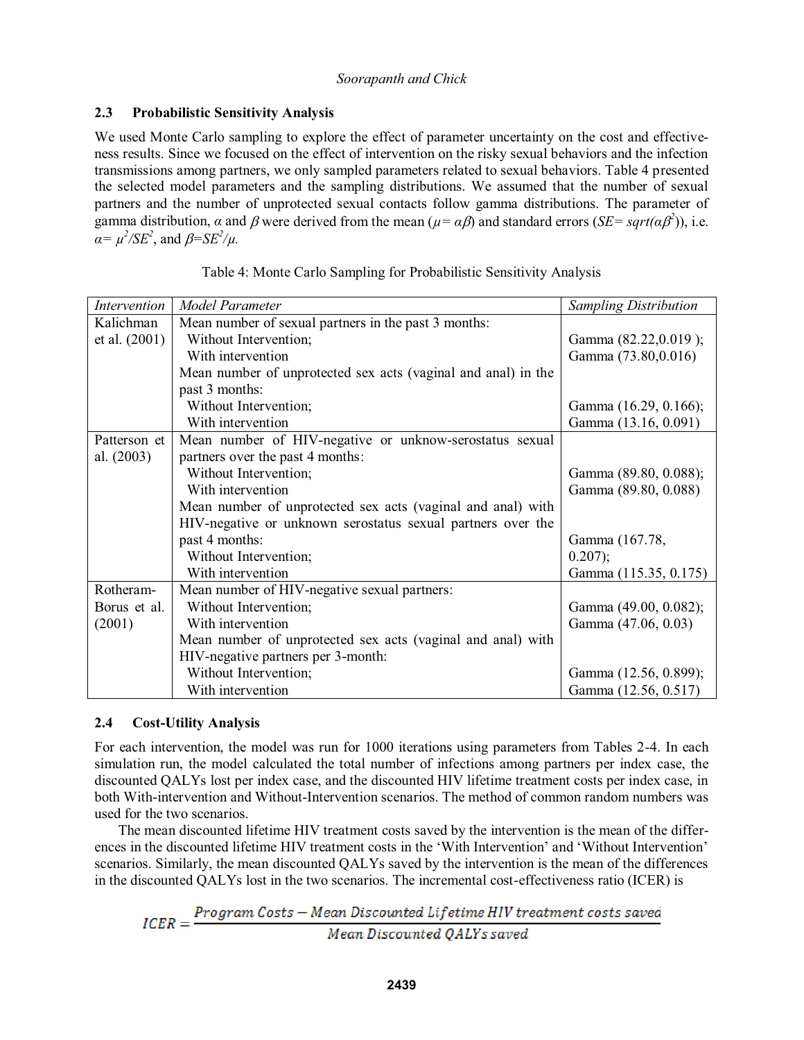### 2.3 Probabilistic Sensitivity Analysis

We used Monte Carlo sampling to explore the effect of parameter uncertainty on the cost and effectiveness results. Since we focused on the effect of intervention on the risky sexual behaviors and the infection transmissions among partners, we only sampled parameters related to sexual behaviors. Table 4 presented the selected model parameters and the sampling distributions. We assumed that the number of sexual partners and the number of unprotected sexual contacts follow gamma distributions. The parameter of gamma distribution, $\alpha$ and $\beta$ were derived from the mean ($\mu = \alpha\beta$) and standard errors ($SE = sqrt(\alpha\beta^2)$), i.e. $\alpha = \mu^2/SE^2$, and $\beta = SE^2/\mu$.

Table 4: Monte Carlo Sampling for Probabilistic Sensitivity Analysis

| *Intervention* | *Model Parameter* | *Sampling Distribution* |
|---|---|---|
| Kalichman et al. (2001) | Mean number of sexual partners in the past 3 months: | |
| | Without Intervention; | Gamma (82.22,0.019 ); |
| | With intervention | Gamma (73.80,0.016) |
| | Mean number of unprotected sex acts (vaginal and anal) in the past 3 months: | |
| | Without Intervention; | Gamma (16.29, 0.166); |
| | With intervention | Gamma (13.16, 0.091) |
| Patterson et al. (2003) | Mean number of HIV-negative or unknow-serostatus sexual partners over the past 4 months: | |
| | Without Intervention; | Gamma (89.80, 0.088); |
| | With intervention | Gamma (89.80, 0.088) |
| | Mean number of unprotected sex acts (vaginal and anal) with HIV-negative or unknown serostatus sexual partners over the past 4 months: | |
| | Without Intervention; | Gamma (167.78, 0.207); |
| | With intervention | Gamma (115.35, 0.175) |
| Rotheram-Borus et al. (2001) | Mean number of HIV-negative sexual partners: | |
| | Without Intervention; | Gamma (49.00, 0.082); |
| | With intervention | Gamma (47.06, 0.03) |
| | Mean number of unprotected sex acts (vaginal and anal) with HIV-negative partners per 3-month: | |
| | Without Intervention; | Gamma (12.56, 0.899); |
| | With intervention | Gamma (12.56, 0.517) |

### 2.4 Cost-Utility Analysis

For each intervention, the model was run for 1000 iterations using parameters from Tables 2-4. In each simulation run, the model calculated the total number of infections among partners per index case, the discounted QALYs lost per index case, and the discounted HIV lifetime treatment costs per index case, in both With-intervention and Without-Intervention scenarios. The method of common random numbers was used for the two scenarios.

The mean discounted lifetime HIV treatment costs saved by the intervention is the mean of the differences in the discounted lifetime HIV treatment costs in the 'With Intervention' and 'Without Intervention' scenarios. Similarly, the mean discounted QALYs saved by the intervention is the mean of the differences in the discounted QALYs lost in the two scenarios. The incremental cost-effectiveness ratio (ICER) is

$$ICER = \frac{Program\ Costs - Mean\ Discounted\ Lifetime\ HIV\ treatment\ costs\ saved}{Mean\ Discounted\ QALYs\ saved}$$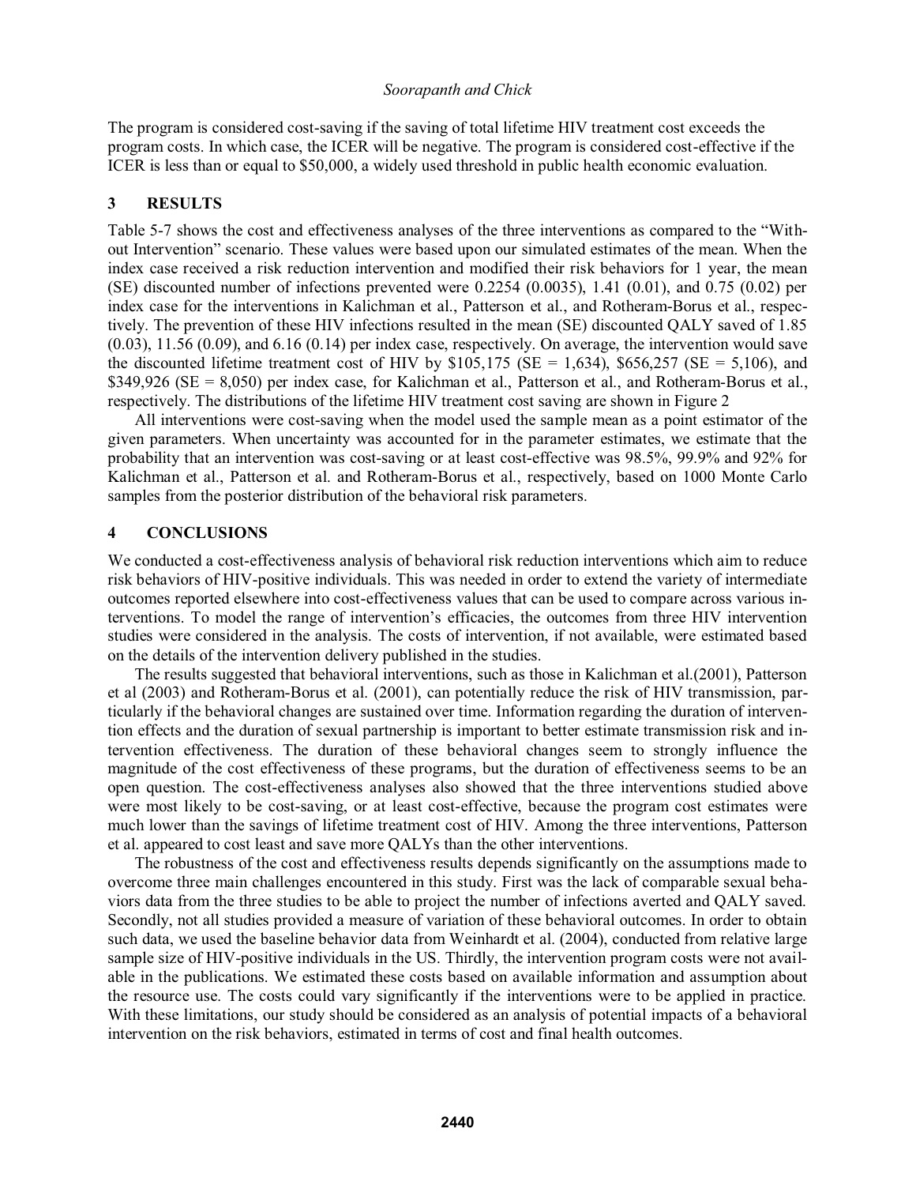The program is considered cost-saving if the saving of total lifetime HIV treatment cost exceeds the program costs. In which case, the ICER will be negative. The program is considered cost-effective if the ICER is less than or equal to \$50,000, a widely used threshold in public health economic evaluation.

## 3 RESULTS

Table 5-7 shows the cost and effectiveness analyses of the three interventions as compared to the "Without Intervention" scenario. These values were based upon our simulated estimates of the mean. When the index case received a risk reduction intervention and modified their risk behaviors for 1 year, the mean (SE) discounted number of infections prevented were 0.2254 (0.0035), 1.41 (0.01), and 0.75 (0.02) per index case for the interventions in Kalichman et al., Patterson et al., and Rotheram-Borus et al., respectively. The prevention of these HIV infections resulted in the mean (SE) discounted QALY saved of 1.85 (0.03), 11.56 (0.09), and 6.16 (0.14) per index case, respectively. On average, the intervention would save the discounted lifetime treatment cost of HIV by \$105,175 (SE = 1,634), \$656,257 (SE = 5,106), and \$349,926 (SE = 8,050) per index case, for Kalichman et al., Patterson et al., and Rotheram-Borus et al., respectively. The distributions of the lifetime HIV treatment cost saving are shown in Figure 2

All interventions were cost-saving when the model used the sample mean as a point estimator of the given parameters. When uncertainty was accounted for in the parameter estimates, we estimate that the probability that an intervention was cost-saving or at least cost-effective was 98.5%, 99.9% and 92% for Kalichman et al., Patterson et al. and Rotheram-Borus et al., respectively, based on 1000 Monte Carlo samples from the posterior distribution of the behavioral risk parameters.

## 4 CONCLUSIONS

We conducted a cost-effectiveness analysis of behavioral risk reduction interventions which aim to reduce risk behaviors of HIV-positive individuals. This was needed in order to extend the variety of intermediate outcomes reported elsewhere into cost-effectiveness values that can be used to compare across various interventions. To model the range of intervention's efficacies, the outcomes from three HIV intervention studies were considered in the analysis. The costs of intervention, if not available, were estimated based on the details of the intervention delivery published in the studies.

The results suggested that behavioral interventions, such as those in Kalichman et al.(2001), Patterson et al (2003) and Rotheram-Borus et al. (2001), can potentially reduce the risk of HIV transmission, particularly if the behavioral changes are sustained over time. Information regarding the duration of intervention effects and the duration of sexual partnership is important to better estimate transmission risk and intervention effectiveness. The duration of these behavioral changes seem to strongly influence the magnitude of the cost effectiveness of these programs, but the duration of effectiveness seems to be an open question. The cost-effectiveness analyses also showed that the three interventions studied above were most likely to be cost-saving, or at least cost-effective, because the program cost estimates were much lower than the savings of lifetime treatment cost of HIV. Among the three interventions, Patterson et al. appeared to cost least and save more QALYs than the other interventions.

The robustness of the cost and effectiveness results depends significantly on the assumptions made to overcome three main challenges encountered in this study. First was the lack of comparable sexual behaviors data from the three studies to be able to project the number of infections averted and QALY saved. Secondly, not all studies provided a measure of variation of these behavioral outcomes. In order to obtain such data, we used the baseline behavior data from Weinhardt et al. (2004), conducted from relative large sample size of HIV-positive individuals in the US. Thirdly, the intervention program costs were not available in the publications. We estimated these costs based on available information and assumption about the resource use. The costs could vary significantly if the interventions were to be applied in practice. With these limitations, our study should be considered as an analysis of potential impacts of a behavioral intervention on the risk behaviors, estimated in terms of cost and final health outcomes.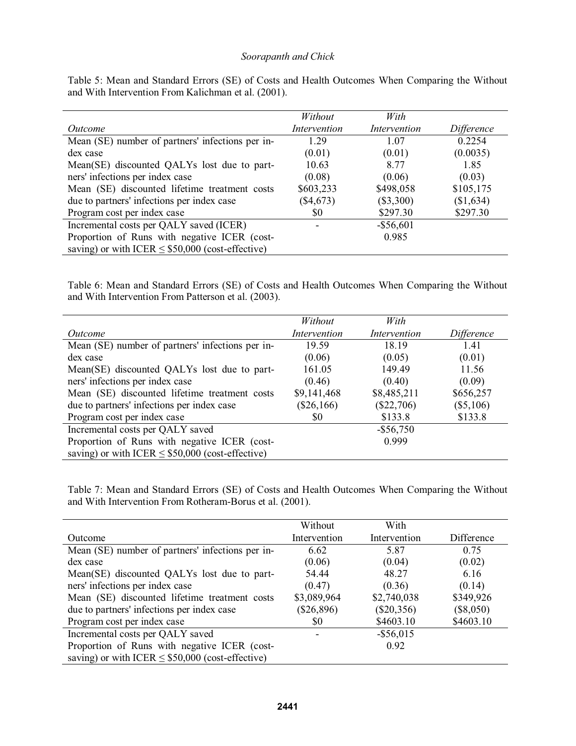Table 5: Mean and Standard Errors (SE) of Costs and Health Outcomes When Comparing the Without and With Intervention From Kalichman et al. (2001).

| *Outcome* | *Without Intervention* | *With Intervention* | *Difference* |
|---|---|---|---|
| Mean (SE) number of partners' infections per index case | 1.29 (0.01) | 1.07 (0.01) | 0.2254 (0.0035) |
| Mean(SE) discounted QALYs lost due to partners' infections per index case | 10.63 (0.08) | 8.77 (0.06) | 1.85 (0.03) |
| Mean (SE) discounted lifetime treatment costs due to partners' infections per index case | \$603,233 (\$4,673) | \$498,058 (\$3,300) | \$105,175 (\$1,634) |
| Program cost per index case | \$0 | \$297.30 | \$297.30 |
| Incremental costs per QALY saved (ICER) | - | -\$56,601 | |
| Proportion of Runs with negative ICER (cost-saving) or with ICER ≤ \$50,000 (cost-effective) | | 0.985 | |

Table 6: Mean and Standard Errors (SE) of Costs and Health Outcomes When Comparing the Without and With Intervention From Patterson et al. (2003).

| *Outcome* | *Without Intervention* | *With Intervention* | *Difference* |
|---|---|---|---|
| Mean (SE) number of partners' infections per index case | 19.59 (0.06) | 18.19 (0.05) | 1.41 (0.01) |
| Mean(SE) discounted QALYs lost due to partners' infections per index case | 161.05 (0.46) | 149.49 (0.40) | 11.56 (0.09) |
| Mean (SE) discounted lifetime treatment costs due to partners' infections per index case | \$9,141,468 (\$26,166) | \$8,485,211 (\$22,706) | \$656,257 (\$5,106) |
| Program cost per index case | \$0 | \$133.8 | \$133.8 |
| Incremental costs per QALY saved | | -\$56,750 | |
| Proportion of Runs with negative ICER (cost-saving) or with ICER ≤ \$50,000 (cost-effective) | | 0.999 | |

Table 7: Mean and Standard Errors (SE) of Costs and Health Outcomes When Comparing the Without and With Intervention From Rotheram-Borus et al. (2001).

| Outcome | Without Intervention | With Intervention | Difference |
|---|---|---|---|
| Mean (SE) number of partners' infections per index case | 6.62 (0.06) | 5.87 (0.04) | 0.75 (0.02) |
| Mean(SE) discounted QALYs lost due to partners' infections per index case | 54.44 (0.47) | 48.27 (0.36) | 6.16 (0.14) |
| Mean (SE) discounted lifetime treatment costs due to partners' infections per index case | \$3,089,964 (\$26,896) | \$2,740,038 (\$20,356) | \$349,926 (\$8,050) |
| Program cost per index case | \$0 | \$4603.10 | \$4603.10 |
| Incremental costs per QALY saved | - | -\$56,015 | |
| Proportion of Runs with negative ICER (cost-saving) or with ICER ≤ \$50,000 (cost-effective) | | 0.92 | |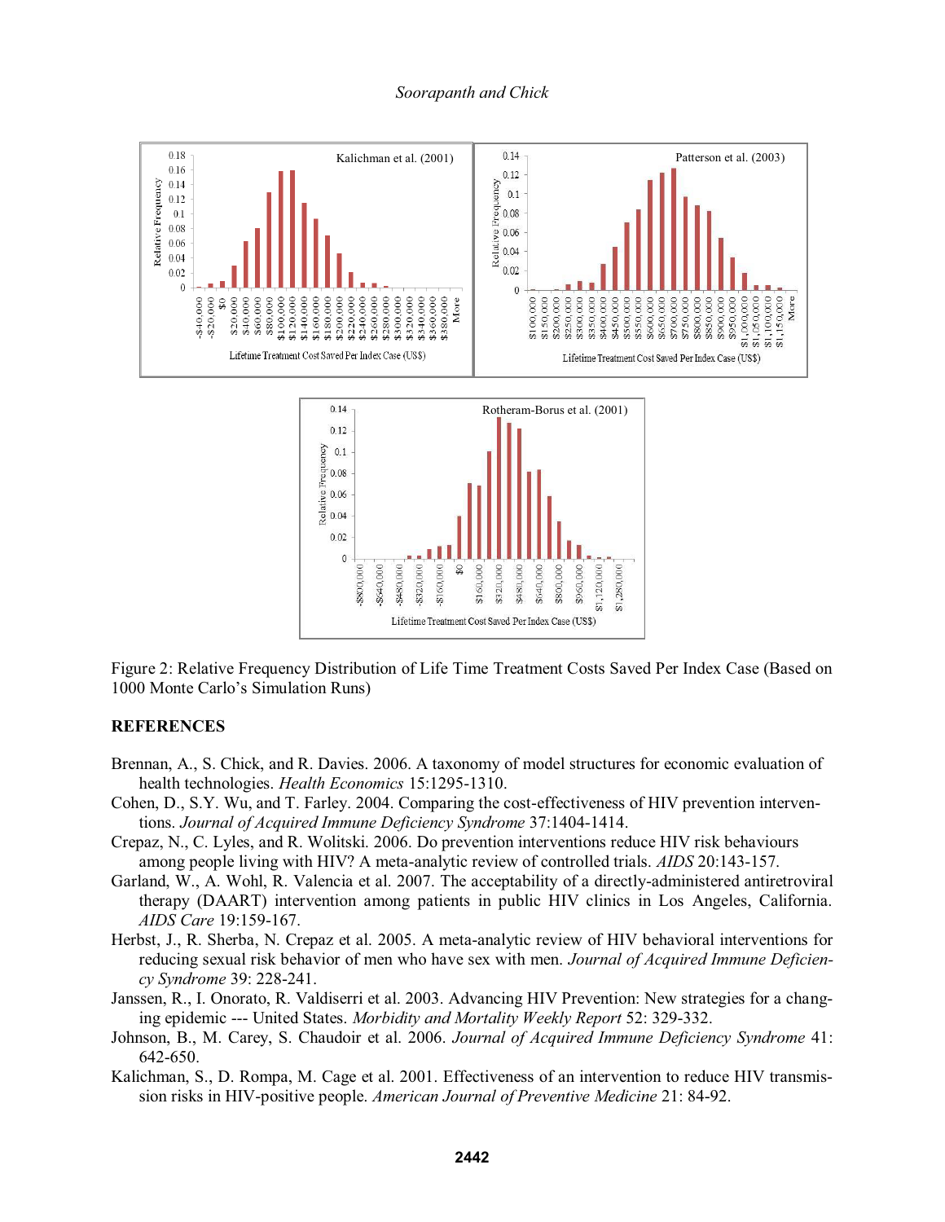Figure 2: Relative Frequency Distribution of Life Time Treatment Costs Saved Per Index Case (Based on 1000 Monte Carlo's Simulation Runs)

## REFERENCES

Brennan, A., S. Chick, and R. Davies. 2006. A taxonomy of model structures for economic evaluation of health technologies. *Health Economics* 15:1295-1310.

Cohen, D., S.Y. Wu, and T. Farley. 2004. Comparing the cost-effectiveness of HIV prevention interventions. *Journal of Acquired Immune Deficiency Syndrome* 37:1404-1414.

Crepaz, N., C. Lyles, and R. Wolitski. 2006. Do prevention interventions reduce HIV risk behaviours among people living with HIV? A meta-analytic review of controlled trials. *AIDS* 20:143-157.

Garland, W., A. Wohl, R. Valencia et al. 2007. The acceptability of a directly-administered antiretroviral therapy (DAART) intervention among patients in public HIV clinics in Los Angeles, California. *AIDS Care* 19:159-167.

Herbst, J., R. Sherba, N. Crepaz et al. 2005. A meta-analytic review of HIV behavioral interventions for reducing sexual risk behavior of men who have sex with men. *Journal of Acquired Immune Deficiency Syndrome* 39: 228-241.

Janssen, R., I. Onorato, R. Valdiserri et al. 2003. Advancing HIV Prevention: New strategies for a changing epidemic --- United States. *Morbidity and Mortality Weekly Report* 52: 329-332.

Johnson, B., M. Carey, S. Chaudoir et al. 2006. *Journal of Acquired Immune Deficiency Syndrome* 41: 642-650.

Kalichman, S., D. Rompa, M. Cage et al. 2001. Effectiveness of an intervention to reduce HIV transmission risks in HIV-positive people. *American Journal of Preventive Medicine* 21: 84-92.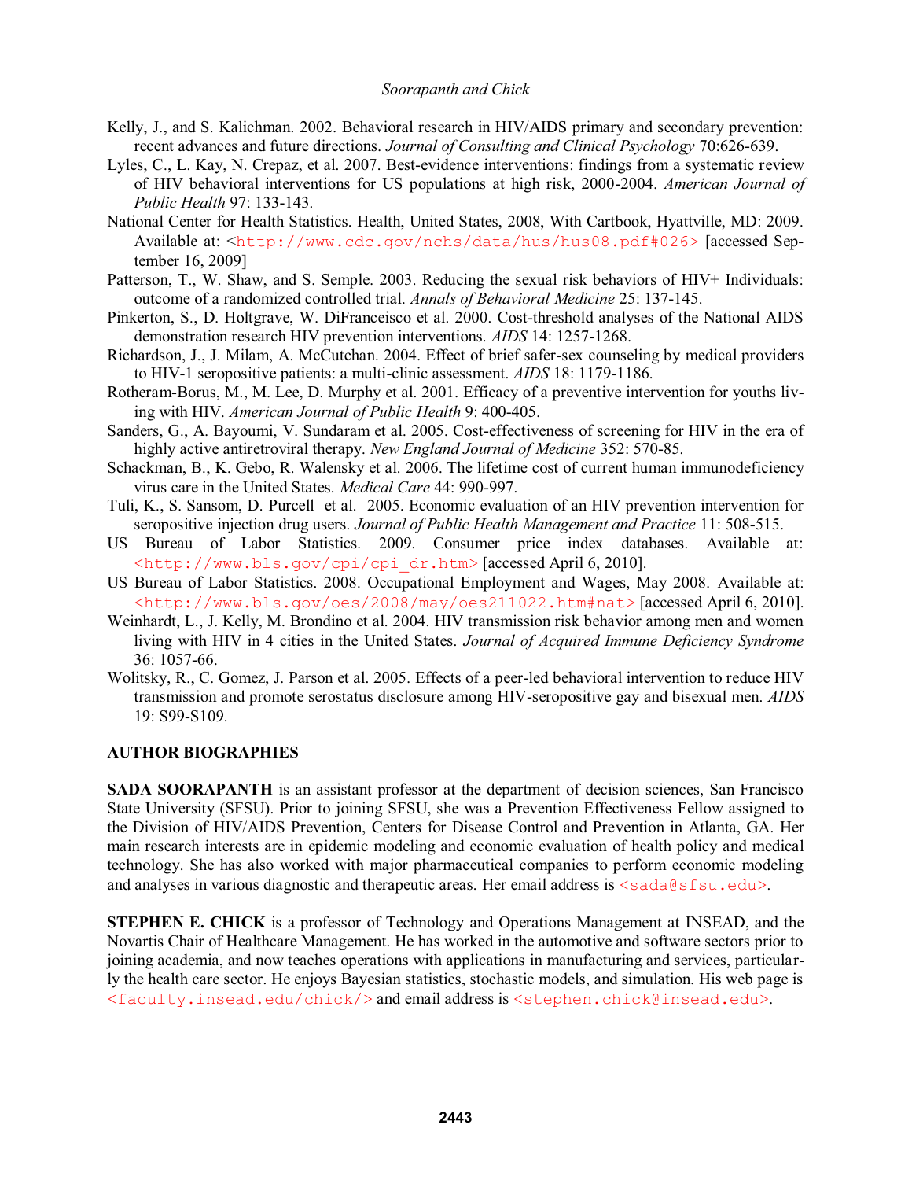Kelly, J., and S. Kalichman. 2002. Behavioral research in HIV/AIDS primary and secondary prevention: recent advances and future directions. *Journal of Consulting and Clinical Psychology* 70:626-639.

Lyles, C., L. Kay, N. Crepaz, et al. 2007. Best-evidence interventions: findings from a systematic review of HIV behavioral interventions for US populations at high risk, 2000-2004. *American Journal of Public Health* 97: 133-143.

National Center for Health Statistics. Health, United States, 2008, With Cartbook, Hyattville, MD: 2009. Available at: <http://www.cdc.gov/nchs/data/hus/hus08.pdf#026> [accessed September 16, 2009]

Patterson, T., W. Shaw, and S. Semple. 2003. Reducing the sexual risk behaviors of HIV+ Individuals: outcome of a randomized controlled trial. *Annals of Behavioral Medicine* 25: 137-145.

Pinkerton, S., D. Holtgrave, W. DiFranceisco et al. 2000. Cost-threshold analyses of the National AIDS demonstration research HIV prevention interventions. *AIDS* 14: 1257-1268.

Richardson, J., J. Milam, A. McCutchan. 2004. Effect of brief safer-sex counseling by medical providers to HIV-1 seropositive patients: a multi-clinic assessment. *AIDS* 18: 1179-1186.

Rotheram-Borus, M., M. Lee, D. Murphy et al. 2001. Efficacy of a preventive intervention for youths living with HIV. *American Journal of Public Health* 9: 400-405.

Sanders, G., A. Bayoumi, V. Sundaram et al. 2005. Cost-effectiveness of screening for HIV in the era of highly active antiretroviral therapy. *New England Journal of Medicine* 352: 570-85.

Schackman, B., K. Gebo, R. Walensky et al. 2006. The lifetime cost of current human immunodeficiency virus care in the United States. *Medical Care* 44: 990-997.

Tuli, K., S. Sansom, D. Purcell et al. 2005. Economic evaluation of an HIV prevention intervention for seropositive injection drug users. *Journal of Public Health Management and Practice* 11: 508-515.

US Bureau of Labor Statistics. 2009. Consumer price index databases. Available at: <http://www.bls.gov/cpi/cpi_dr.htm> [accessed April 6, 2010].

US Bureau of Labor Statistics. 2008. Occupational Employment and Wages, May 2008. Available at: <http://www.bls.gov/oes/2008/may/oes211022.htm#nat> [accessed April 6, 2010].

Weinhardt, L., J. Kelly, M. Brondino et al. 2004. HIV transmission risk behavior among men and women living with HIV in 4 cities in the United States. *Journal of Acquired Immune Deficiency Syndrome* 36: 1057-66.

Wolitsky, R., C. Gomez, J. Parson et al. 2005. Effects of a peer-led behavioral intervention to reduce HIV transmission and promote serostatus disclosure among HIV-seropositive gay and bisexual men. *AIDS* 19: S99-S109.

## AUTHOR BIOGRAPHIES

**SADA SOORAPANTH** is an assistant professor at the department of decision sciences, San Francisco State University (SFSU). Prior to joining SFSU, she was a Prevention Effectiveness Fellow assigned to the Division of HIV/AIDS Prevention, Centers for Disease Control and Prevention in Atlanta, GA. Her main research interests are in epidemic modeling and economic evaluation of health policy and medical technology. She has also worked with major pharmaceutical companies to perform economic modeling and analyses in various diagnostic and therapeutic areas. Her email address is <sada@sfsu.edu>.

**STEPHEN E. CHICK** is a professor of Technology and Operations Management at INSEAD, and the Novartis Chair of Healthcare Management. He has worked in the automotive and software sectors prior to joining academia, and now teaches operations with applications in manufacturing and services, particularly the health care sector. He enjoys Bayesian statistics, stochastic models, and simulation. His web page is <faculty.insead.edu/chick/> and email address is <stephen.chick@insead.edu>.